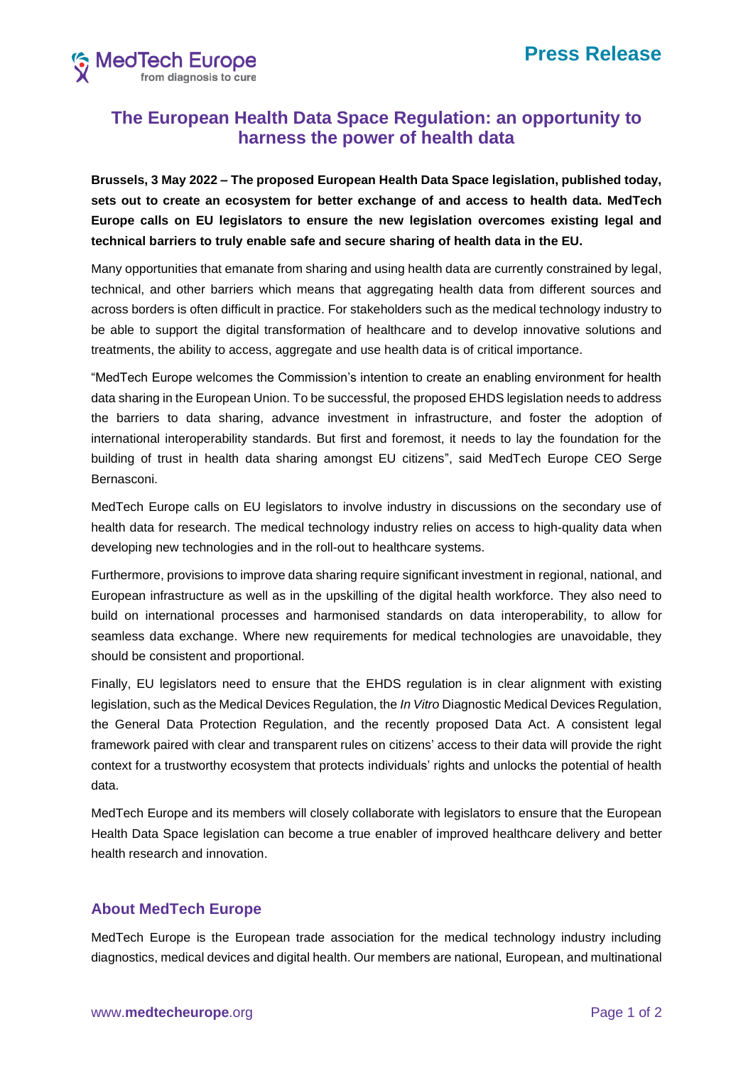Press Release

# The European Health Data Space Regulation: an opportunity to harness the power of health data

**Brussels, 3 May 2022 – The proposed European Health Data Space legislation, published today, sets out to create an ecosystem for better exchange of and access to health data. MedTech Europe calls on EU legislators to ensure the new legislation overcomes existing legal and technical barriers to truly enable safe and secure sharing of health data in the EU.**

Many opportunities that emanate from sharing and using health data are currently constrained by legal, technical, and other barriers which means that aggregating health data from different sources and across borders is often difficult in practice. For stakeholders such as the medical technology industry to be able to support the digital transformation of healthcare and to develop innovative solutions and treatments, the ability to access, aggregate and use health data is of critical importance.

"MedTech Europe welcomes the Commission's intention to create an enabling environment for health data sharing in the European Union. To be successful, the proposed EHDS legislation needs to address the barriers to data sharing, advance investment in infrastructure, and foster the adoption of international interoperability standards. But first and foremost, it needs to lay the foundation for the building of trust in health data sharing amongst EU citizens", said MedTech Europe CEO Serge Bernasconi.

MedTech Europe calls on EU legislators to involve industry in discussions on the secondary use of health data for research. The medical technology industry relies on access to high-quality data when developing new technologies and in the roll-out to healthcare systems.

Furthermore, provisions to improve data sharing require significant investment in regional, national, and European infrastructure as well as in the upskilling of the digital health workforce. They also need to build on international processes and harmonised standards on data interoperability, to allow for seamless data exchange. Where new requirements for medical technologies are unavoidable, they should be consistent and proportional.

Finally, EU legislators need to ensure that the EHDS regulation is in clear alignment with existing legislation, such as the Medical Devices Regulation, the *In Vitro* Diagnostic Medical Devices Regulation, the General Data Protection Regulation, and the recently proposed Data Act. A consistent legal framework paired with clear and transparent rules on citizens' access to their data will provide the right context for a trustworthy ecosystem that protects individuals' rights and unlocks the potential of health data.

MedTech Europe and its members will closely collaborate with legislators to ensure that the European Health Data Space legislation can become a true enabler of improved healthcare delivery and better health research and innovation.

## About MedTech Europe

MedTech Europe is the European trade association for the medical technology industry including diagnostics, medical devices and digital health. Our members are national, European, and multinational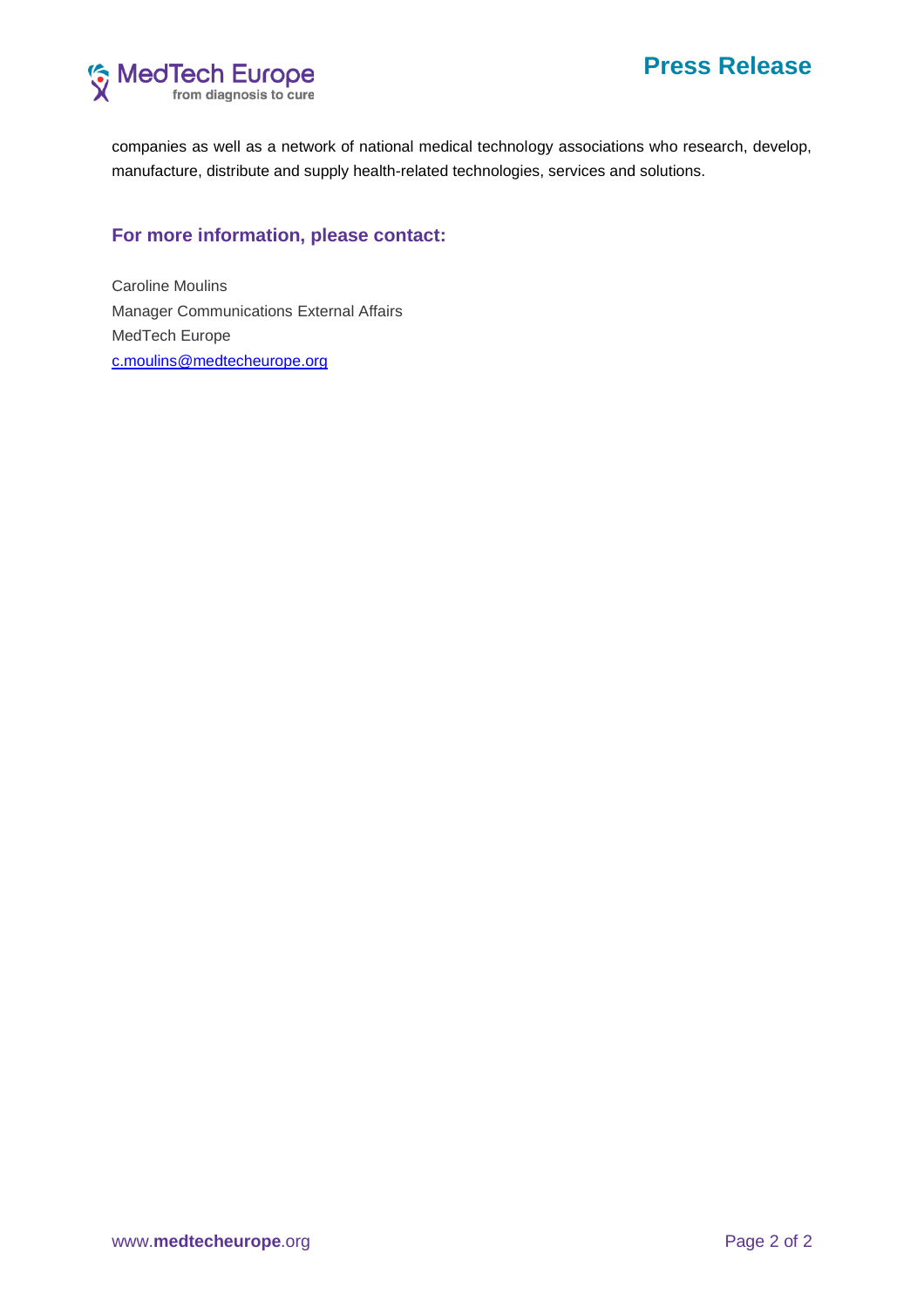companies as well as a network of national medical technology associations who research, develop, manufacture, distribute and supply health-related technologies, services and solutions.

## For more information, please contact:

Caroline Moulins
Manager Communications External Affairs
MedTech Europe
c.moulins@medtecheurope.org